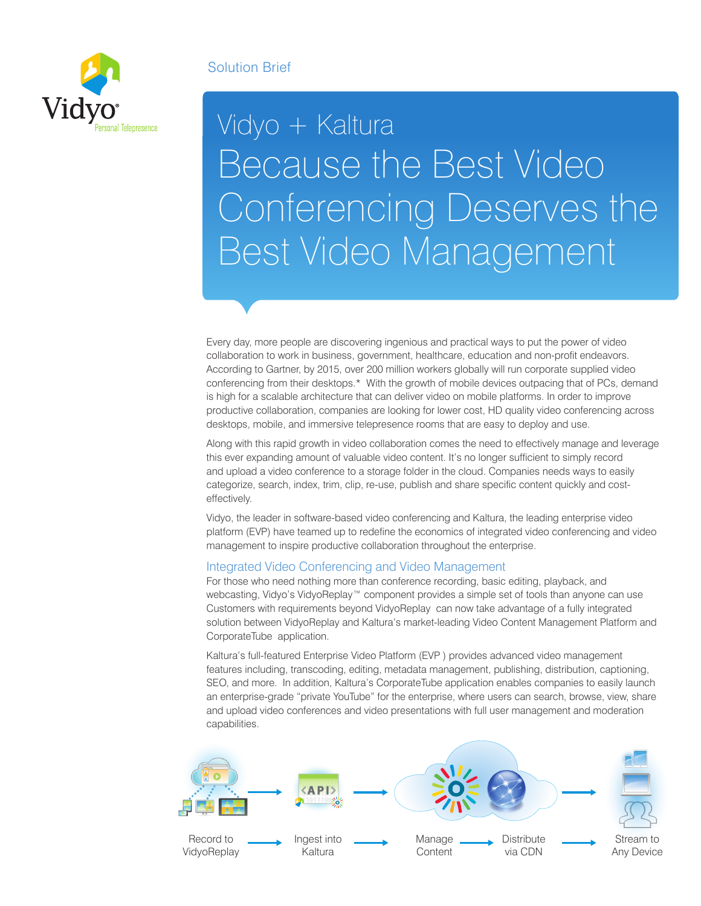Vidyo Personal Telepresence

Solution Brief

# Vidyo + Kaltura
# Because the Best Video Conferencing Deserves the Best Video Management

Every day, more people are discovering ingenious and practical ways to put the power of video collaboration to work in business, government, healthcare, education and non-profit endeavors. According to Gartner, by 2015, over 200 million workers globally will run corporate supplied video conferencing from their desktops.* With the growth of mobile devices outpacing that of PCs, demand is high for a scalable architecture that can deliver video on mobile platforms. In order to improve productive collaboration, companies are looking for lower cost, HD quality video conferencing across desktops, mobile, and immersive telepresence rooms that are easy to deploy and use.

Along with this rapid growth in video collaboration comes the need to effectively manage and leverage this ever expanding amount of valuable video content. It's no longer sufficient to simply record and upload a video conference to a storage folder in the cloud. Companies needs ways to easily categorize, search, index, trim, clip, re-use, publish and share specific content quickly and cost-effectively.

Vidyo, the leader in software-based video conferencing and Kaltura, the leading enterprise video platform (EVP) have teamed up to redefine the economics of integrated video conferencing and video management to inspire productive collaboration throughout the enterprise.

## Integrated Video Conferencing and Video Management

For those who need nothing more than conference recording, basic editing, playback, and webcasting, Vidyo's VidyoReplay™ component provides a simple set of tools than anyone can use Customers with requirements beyond VidyoReplay can now take advantage of a fully integrated solution between VidyoReplay and Kaltura's market-leading Video Content Management Platform and CorporateTube application.

Kaltura's full-featured Enterprise Video Platform (EVP ) provides advanced video management features including, transcoding, editing, metadata management, publishing, distribution, captioning, SEO, and more. In addition, Kaltura's CorporateTube application enables companies to easily launch an enterprise-grade "private YouTube" for the enterprise, where users can search, browse, view, share and upload video conferences and video presentations with full user management and moderation capabilities.

Record to VidyoReplay → Ingest into Kaltura → Manage Content → Distribute via CDN → Stream to Any Device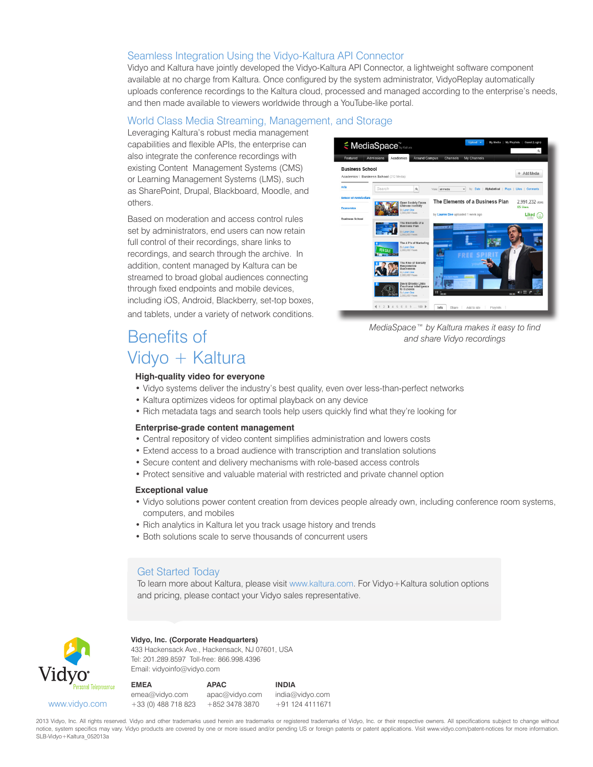## Seamless Integration Using the Vidyo-Kaltura API Connector

Vidyo and Kaltura have jointly developed the Vidyo-Kaltura API Connector, a lightweight software component available at no charge from Kaltura. Once configured by the system administrator, VidyoReplay automatically uploads conference recordings to the Kaltura cloud, processed and managed according to the enterprise's needs, and then made available to viewers worldwide through a YouTube-like portal.

## World Class Media Streaming, Management, and Storage

Leveraging Kaltura's robust media management capabilities and flexible APIs, the enterprise can also integrate the conference recordings with existing Content Management Systems (CMS) or Learning Management Systems (LMS), such as SharePoint, Drupal, Blackboard, Moodle, and others.

Based on moderation and access control rules set by administrators, end users can now retain full control of their recordings, share links to recordings, and search through the archive. In addition, content managed by Kaltura can be streamed to broad global audiences connecting through fixed endpoints and mobile devices, including iOS, Android, Blackberry, set-top boxes, and tablets, under a variety of network conditions.

*MediaSpace™ by Kaltura makes it easy to find and share Vidyo recordings*

# Benefits of Vidyo + Kaltura

**High-quality video for everyone**

- Vidyo systems deliver the industry's best quality, even over less-than-perfect networks
- Kaltura optimizes videos for optimal playback on any device
- Rich metadata tags and search tools help users quickly find what they're looking for

**Enterprise-grade content management**

- Central repository of video content simplifies administration and lowers costs
- Extend access to a broad audience with transcription and translation solutions
- Secure content and delivery mechanisms with role-based access controls
- Protect sensitive and valuable material with restricted and private channel option

**Exceptional value**

- Vidyo solutions power content creation from devices people already own, including conference room systems, computers, and mobiles
- Rich analytics in Kaltura let you track usage history and trends
- Both solutions scale to serve thousands of concurrent users

## Get Started Today

To learn more about Kaltura, please visit www.kaltura.com. For Vidyo+Kaltura solution options and pricing, please contact your Vidyo sales representative.

**Vidyo, Inc. (Corporate Headquarters)**
433 Hackensack Ave., Hackensack, NJ 07601, USA
Tel: 201.289.8597 Toll-free: 866.998.4396
Email: vidyoinfo@vidyo.com

| EMEA | APAC | INDIA |
|---|---|---|
| emea@vidyo.com | apac@vidyo.com | india@vidyo.com |
| +33 (0) 488 718 823 | +852 3478 3870 | +91 124 4111671 |

Vidyo Personal Telepresence

www.vidyo.com

2013 Vidyo, Inc. All rights reserved. Vidyo and other trademarks used herein are trademarks or registered trademarks of Vidyo, Inc. or their respective owners. All specifications subject to change without notice, system specifics may vary. Vidyo products are covered by one or more issued and/or pending US or foreign patents or patent applications. Visit www.vidyo.com/patent-notices for more information.
SLB-Vidyo+Kaltura_052013a